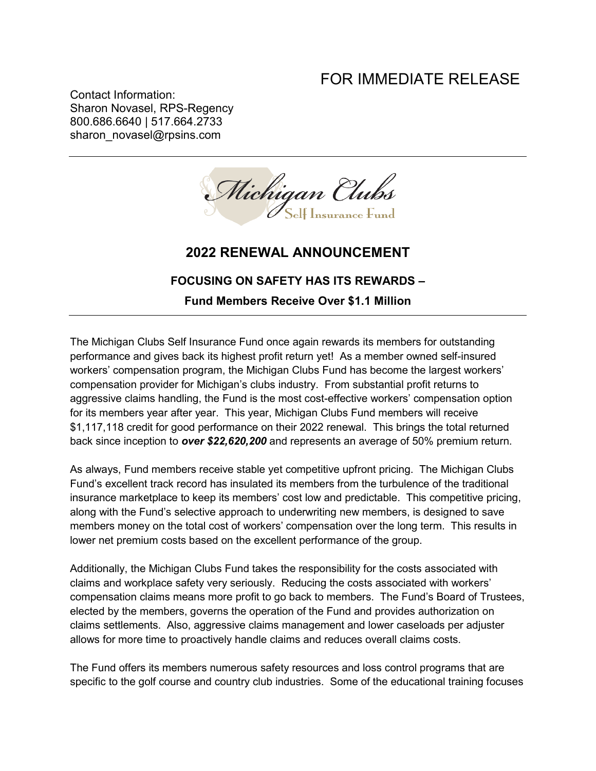FOR IMMEDIATE RELEASE

Contact Information:
Sharon Novasel, RPS-Regency
800.686.6640 | 517.664.2733
sharon_novasel@rpsins.com

---

Michigan Clubs Self Insurance Fund

# 2022 RENEWAL ANNOUNCEMENT

### FOCUSING ON SAFETY HAS ITS REWARDS –

### Fund Members Receive Over $1.1 Million

---

The Michigan Clubs Self Insurance Fund once again rewards its members for outstanding performance and gives back its highest profit return yet! As a member owned self-insured workers' compensation program, the Michigan Clubs Fund has become the largest workers' compensation provider for Michigan's clubs industry. From substantial profit returns to aggressive claims handling, the Fund is the most cost-effective workers' compensation option for its members year after year. This year, Michigan Clubs Fund members will receive $1,117,118 credit for good performance on their 2022 renewal. This brings the total returned back since inception to ***over $22,620,200*** and represents an average of 50% premium return.

As always, Fund members receive stable yet competitive upfront pricing. The Michigan Clubs Fund's excellent track record has insulated its members from the turbulence of the traditional insurance marketplace to keep its members' cost low and predictable. This competitive pricing, along with the Fund's selective approach to underwriting new members, is designed to save members money on the total cost of workers' compensation over the long term. This results in lower net premium costs based on the excellent performance of the group.

Additionally, the Michigan Clubs Fund takes the responsibility for the costs associated with claims and workplace safety very seriously. Reducing the costs associated with workers' compensation claims means more profit to go back to members. The Fund's Board of Trustees, elected by the members, governs the operation of the Fund and provides authorization on claims settlements. Also, aggressive claims management and lower caseloads per adjuster allows for more time to proactively handle claims and reduces overall claims costs.

The Fund offers its members numerous safety resources and loss control programs that are specific to the golf course and country club industries. Some of the educational training focuses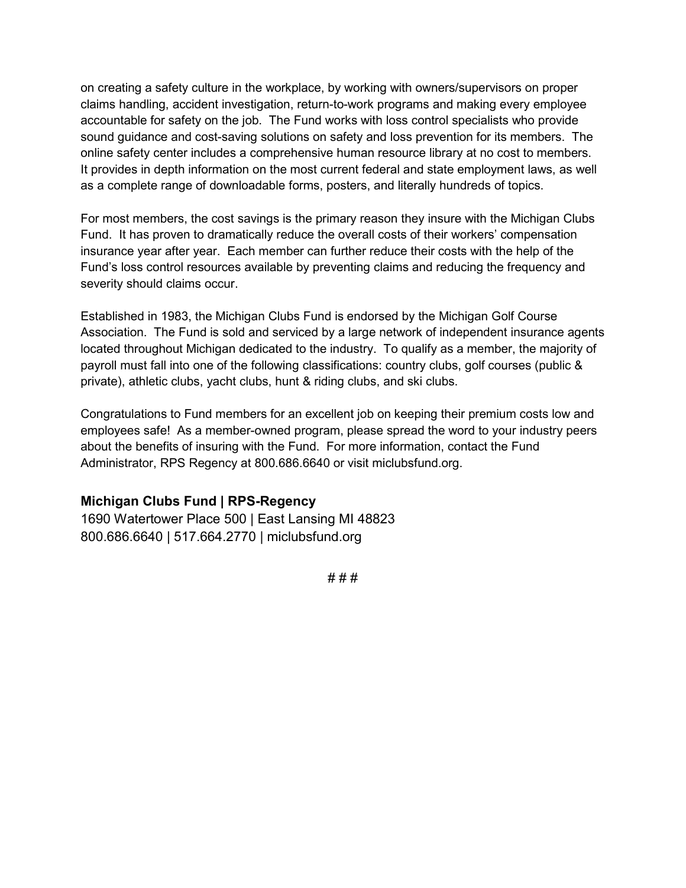on creating a safety culture in the workplace, by working with owners/supervisors on proper claims handling, accident investigation, return-to-work programs and making every employee accountable for safety on the job. The Fund works with loss control specialists who provide sound guidance and cost-saving solutions on safety and loss prevention for its members. The online safety center includes a comprehensive human resource library at no cost to members. It provides in depth information on the most current federal and state employment laws, as well as a complete range of downloadable forms, posters, and literally hundreds of topics.

For most members, the cost savings is the primary reason they insure with the Michigan Clubs Fund. It has proven to dramatically reduce the overall costs of their workers' compensation insurance year after year. Each member can further reduce their costs with the help of the Fund's loss control resources available by preventing claims and reducing the frequency and severity should claims occur.

Established in 1983, the Michigan Clubs Fund is endorsed by the Michigan Golf Course Association. The Fund is sold and serviced by a large network of independent insurance agents located throughout Michigan dedicated to the industry. To qualify as a member, the majority of payroll must fall into one of the following classifications: country clubs, golf courses (public & private), athletic clubs, yacht clubs, hunt & riding clubs, and ski clubs.

Congratulations to Fund members for an excellent job on keeping their premium costs low and employees safe! As a member-owned program, please spread the word to your industry peers about the benefits of insuring with the Fund. For more information, contact the Fund Administrator, RPS Regency at 800.686.6640 or visit miclubsfund.org.

**Michigan Clubs Fund | RPS-Regency**
1690 Watertower Place 500 | East Lansing MI 48823
800.686.6640 | 517.664.2770 | miclubsfund.org

# # #